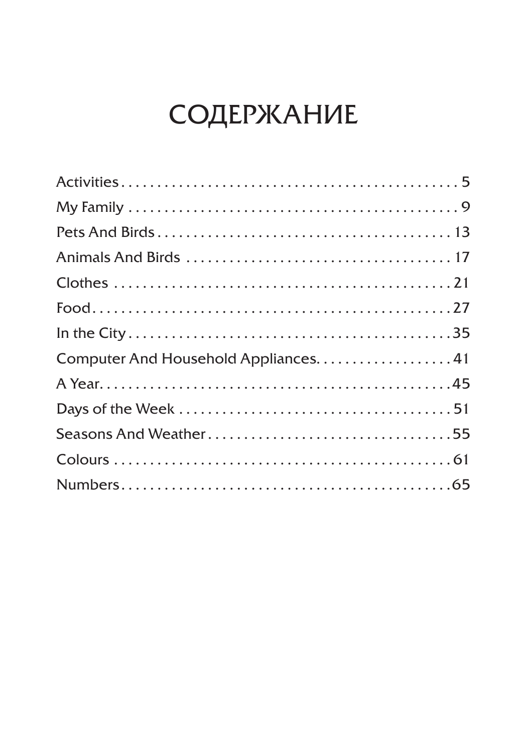# СОДЕРЖАНИЕ

Activities . . . . . . . . . . . . . . . . . . . . . . . . . . . . . . . . . . . . . . . . . . . . . . 5
My Family . . . . . . . . . . . . . . . . . . . . . . . . . . . . . . . . . . . . . . . . . . . . . . 9
Pets And Birds . . . . . . . . . . . . . . . . . . . . . . . . . . . . . . . . . . . . . . . . . 13
Animals And Birds . . . . . . . . . . . . . . . . . . . . . . . . . . . . . . . . . . . . . . 17
Clothes . . . . . . . . . . . . . . . . . . . . . . . . . . . . . . . . . . . . . . . . . . . . . . 21
Food . . . . . . . . . . . . . . . . . . . . . . . . . . . . . . . . . . . . . . . . . . . . . . . . 27
In the City . . . . . . . . . . . . . . . . . . . . . . . . . . . . . . . . . . . . . . . . . . . . 35
Computer And Household Appliances. . . . . . . . . . . . . . . . . . . . 41
A Year . . . . . . . . . . . . . . . . . . . . . . . . . . . . . . . . . . . . . . . . . . . . . . . 45
Days of the Week . . . . . . . . . . . . . . . . . . . . . . . . . . . . . . . . . . . . . . 51
Seasons And Weather . . . . . . . . . . . . . . . . . . . . . . . . . . . . . . . . . . 55
Colours . . . . . . . . . . . . . . . . . . . . . . . . . . . . . . . . . . . . . . . . . . . . . . 61
Numbers . . . . . . . . . . . . . . . . . . . . . . . . . . . . . . . . . . . . . . . . . . . . . 65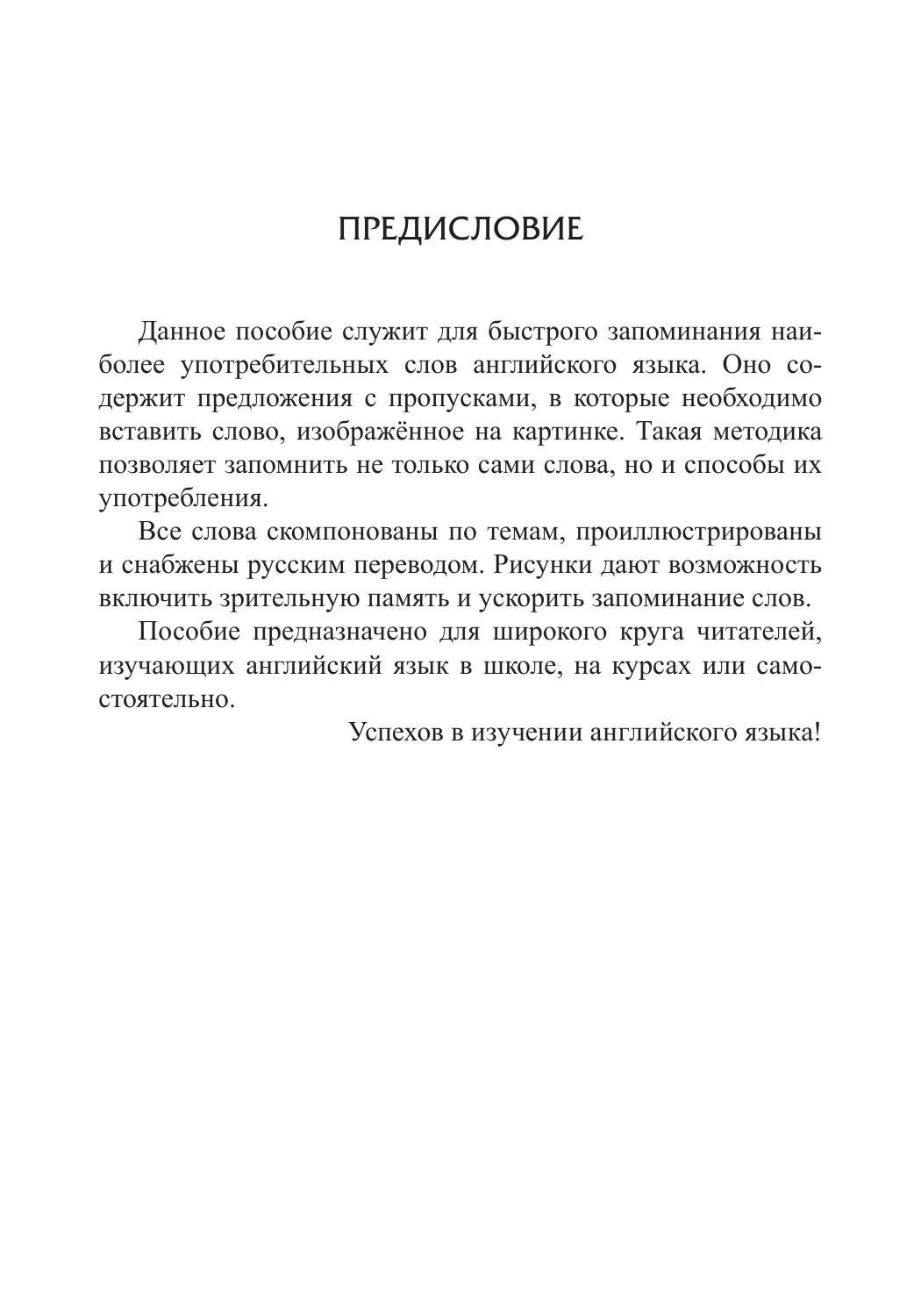# ПРЕДИСЛОВИЕ

Данное пособие служит для быстрого запоминания наиболее употребительных слов английского языка. Оно содержит предложения с пропусками, в которые необходимо вставить слово, изображённое на картинке. Такая методика позволяет запомнить не только сами слова, но и способы их употребления.

Все слова скомпонованы по темам, проиллюстрированы и снабжены русским переводом. Рисунки дают возможность включить зрительную память и ускорить запоминание слов.

Пособие предназначено для широкого круга читателей, изучающих английский язык в школе, на курсах или самостоятельно.

Успехов в изучении английского языка!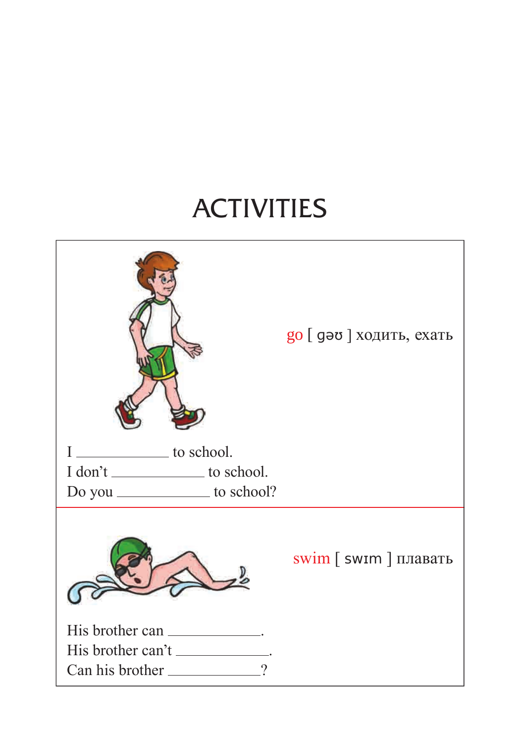# ACTIVITIES

go [ ɡəʊ ] ходить, ехать

I ____________ to school.
I don't ____________ to school.
Do you ____________ to school?

swim [ swɪm ] плавать

His brother can ____________.
His brother can't ____________.
Can his brother ____________?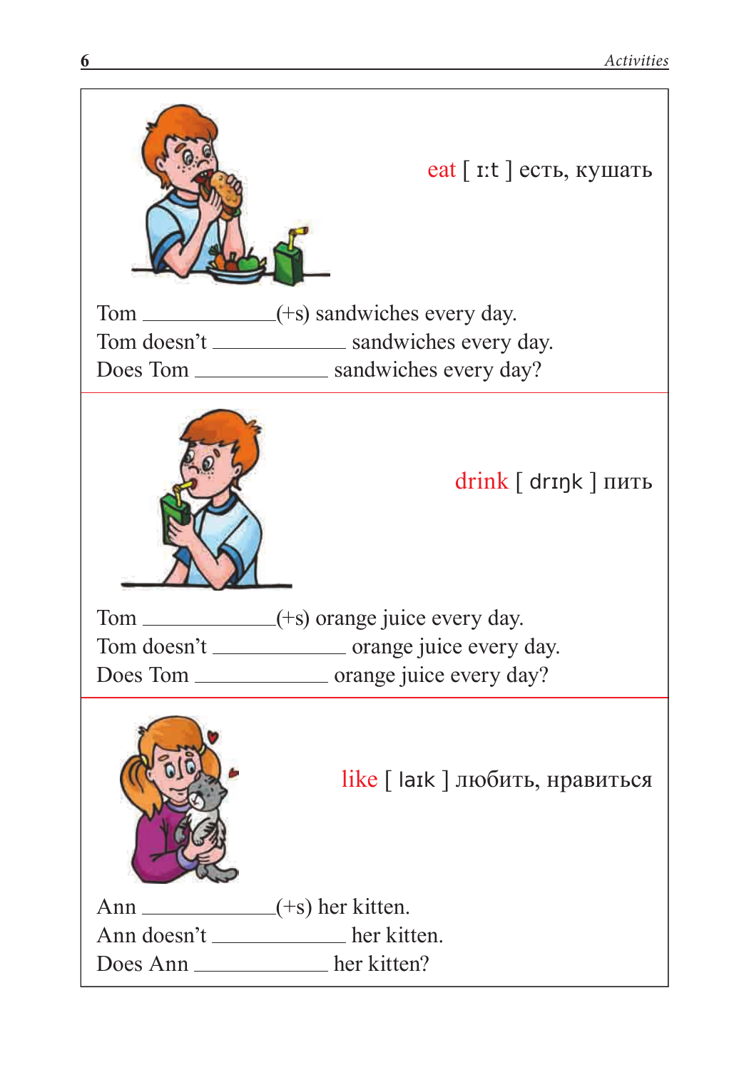eat [ iːt ] есть, кушать

Tom ____________(+s) sandwiches every day.
Tom doesn't ____________ sandwiches every day.
Does Tom ____________ sandwiches every day?

---

drink [ drɪŋk ] пить

Tom ____________(+s) orange juice every day.
Tom doesn't ____________ orange juice every day.
Does Tom ____________ orange juice every day?

---

like [ laɪk ] любить, нравиться

Ann ____________(+s) her kitten.
Ann doesn't ____________ her kitten.
Does Ann ____________ her kitten?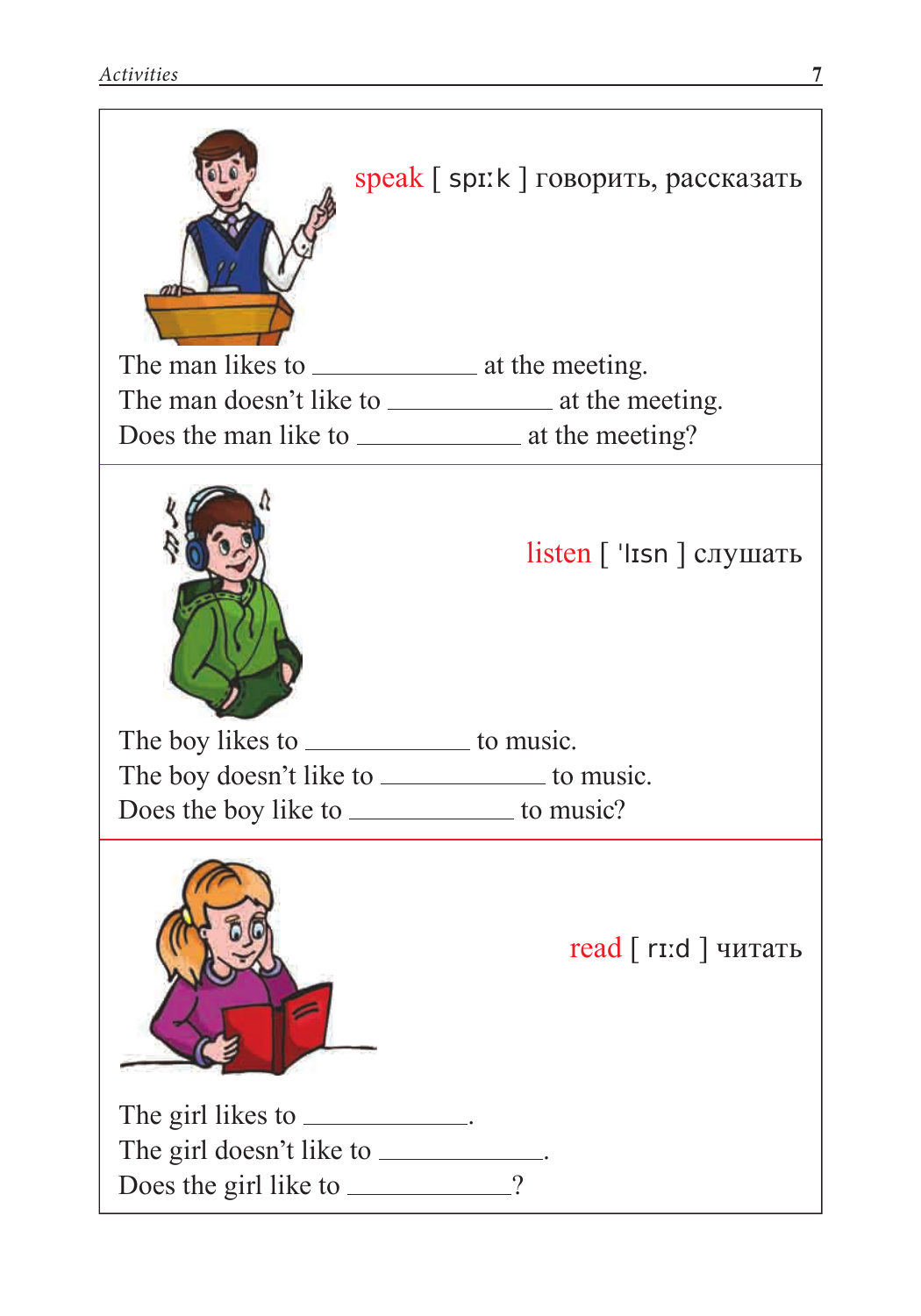speak [ spiːk ] говорить, рассказать

The man likes to ____________ at the meeting.
The man doesn’t like to ____________ at the meeting.
Does the man like to ____________ at the meeting?

listen [ ˈlɪsn ] слушать

The boy likes to ____________ to music.
The boy doesn’t like to ____________ to music.
Does the boy like to ____________ to music?

read [ riːd ] читать

The girl likes to ____________.
The girl doesn’t like to ____________.
Does the girl like to ____________?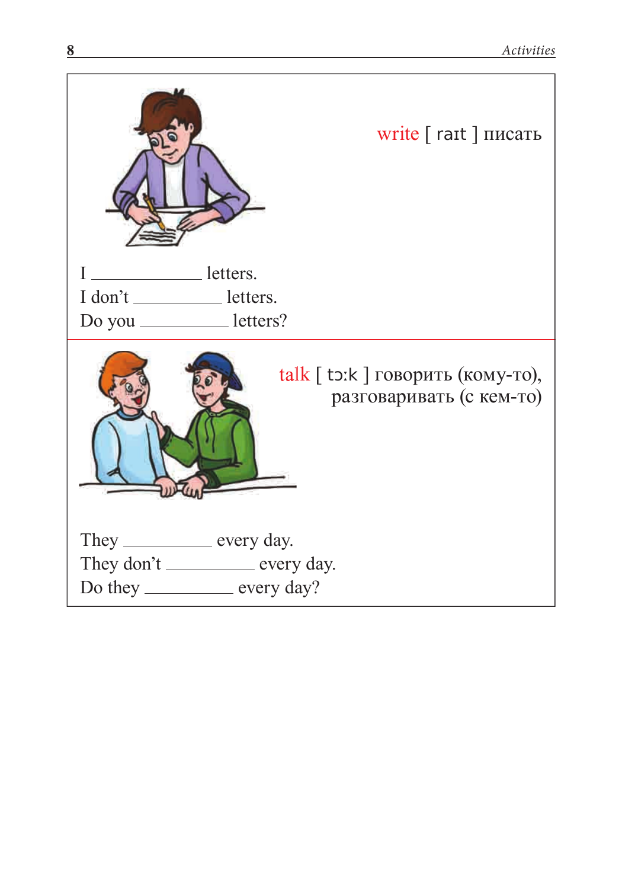write [ raɪt ] писать

I ____________ letters.
I don't ____________ letters.
Do you ____________ letters?

---

talk [ tɔ:k ] говорить (кому-то), разговаривать (с кем-то)

They ____________ every day.
They don't ____________ every day.
Do they ____________ every day?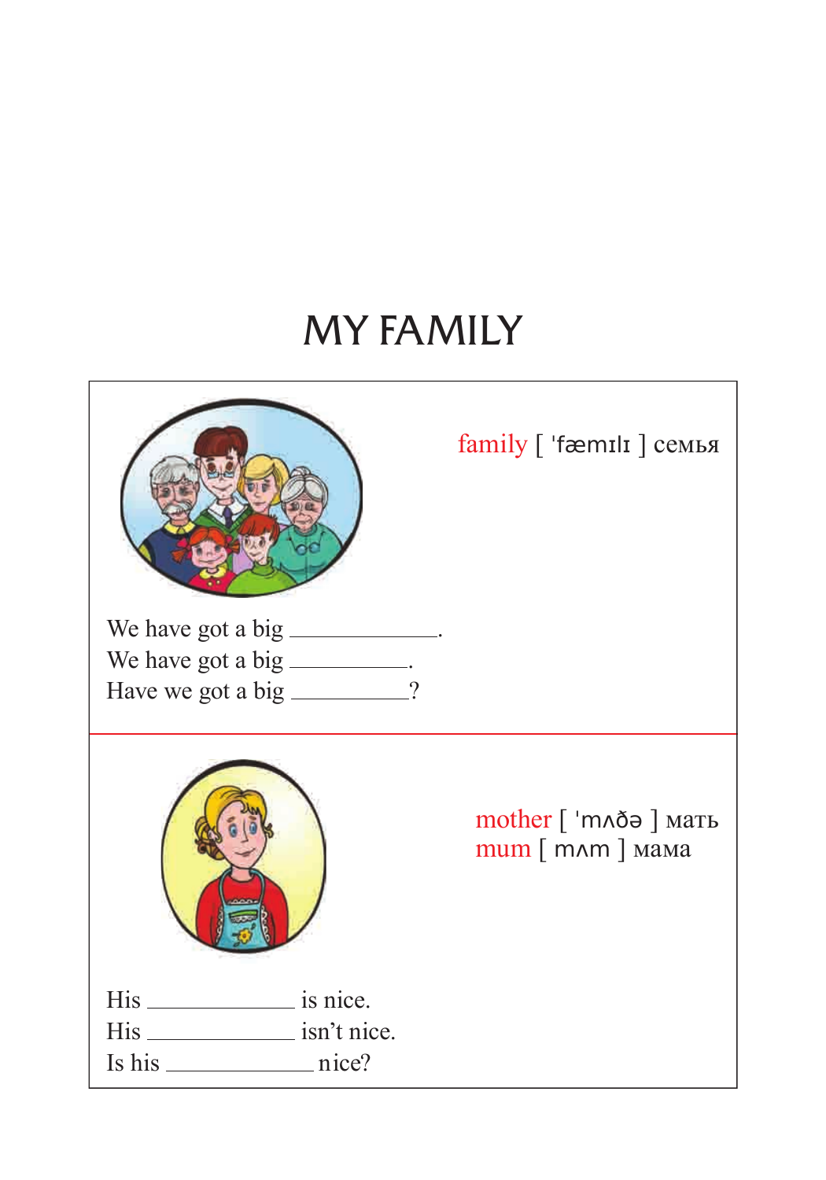# MY FAMILY

family [ ˈfæmɪlɪ ] семья

We have got a big ____________.
We have got a big __________.
Have we got a big __________?

---

mother [ ˈmʌðə ] мать
mum [ mʌm ] мама

His ____________ is nice.
His ____________ isn't nice.
Is his ____________ nice?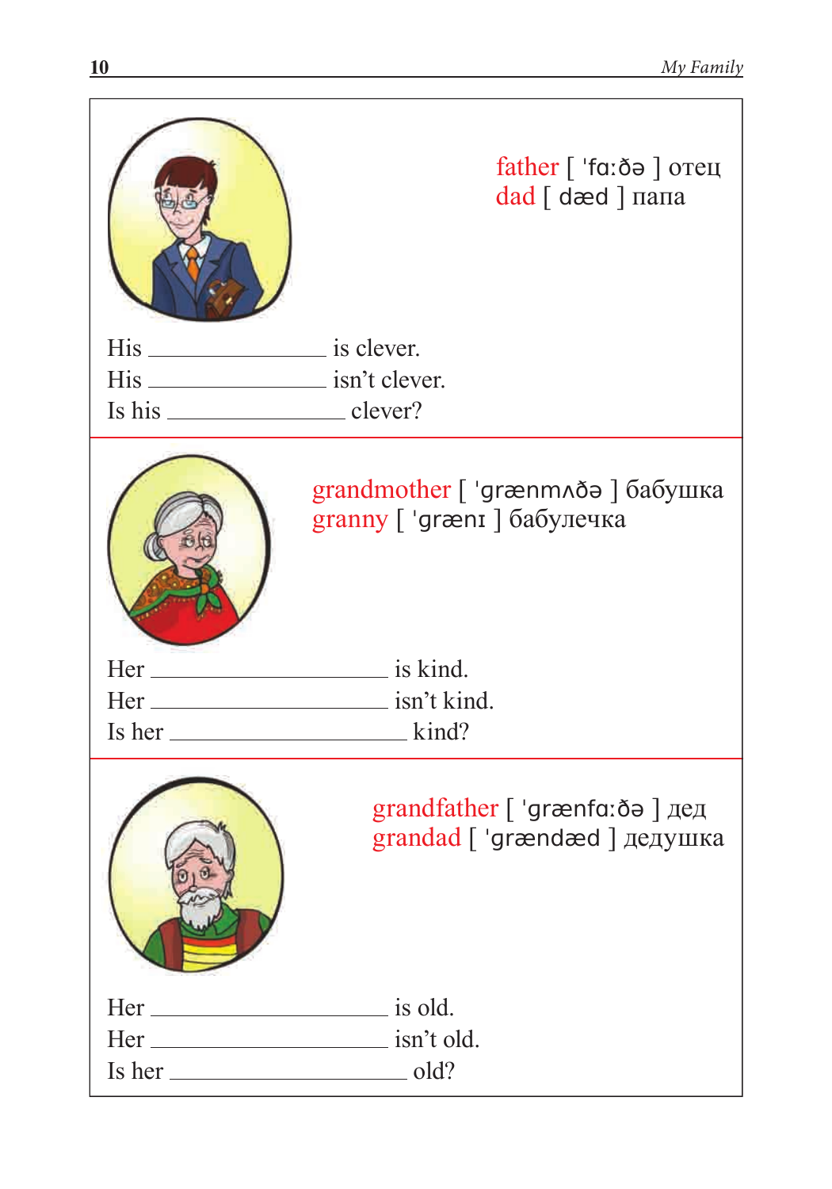father [ ˈfɑːðə ] отец
dad [ dæd ] папа

His ________________ is clever.
His ________________ isn't clever.
Is his ________________ clever?

grandmother [ ˈgrænmʌðə ] бабушка
granny [ ˈgrænɪ ] бабулечка

Her ______________________ is kind.
Her ______________________ isn't kind.
Is her ______________________ kind?

grandfather [ ˈgrænfɑːðə ] дед
grandad [ ˈgrændæd ] дедушка

Her ______________________ is old.
Her ______________________ isn't old.
Is her ______________________ old?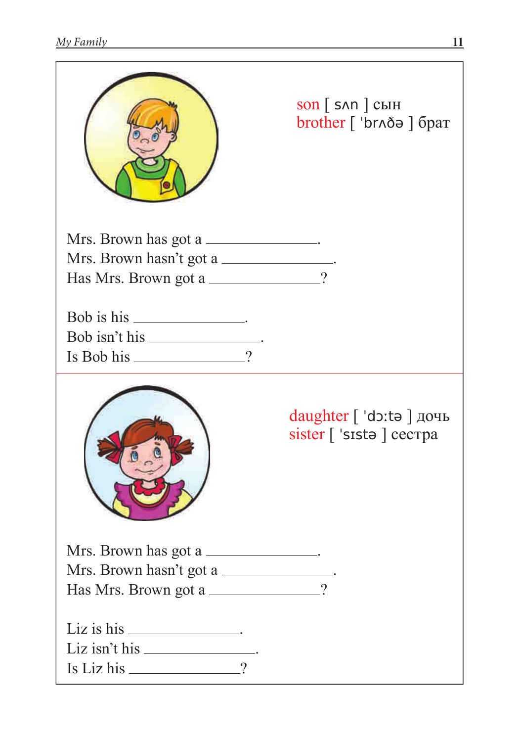son [ sʌn ] сын
brother [ ˈbrʌðə ] брат

Mrs. Brown has got a \_\_\_\_\_\_\_\_\_\_\_\_\_\_\_\_.
Mrs. Brown hasn't got a \_\_\_\_\_\_\_\_\_\_\_\_\_\_\_\_.
Has Mrs. Brown got a \_\_\_\_\_\_\_\_\_\_\_\_\_\_\_\_?

Bob is his \_\_\_\_\_\_\_\_\_\_\_\_\_\_\_\_.
Bob isn't his \_\_\_\_\_\_\_\_\_\_\_\_\_\_\_\_.
Is Bob his \_\_\_\_\_\_\_\_\_\_\_\_\_\_\_\_?

---

daughter [ ˈdɔ:tə ] дочь
sister [ ˈsɪstə ] сестра

Mrs. Brown has got a \_\_\_\_\_\_\_\_\_\_\_\_\_\_\_\_.
Mrs. Brown hasn't got a \_\_\_\_\_\_\_\_\_\_\_\_\_\_\_\_.
Has Mrs. Brown got a \_\_\_\_\_\_\_\_\_\_\_\_\_\_\_\_?

Liz is his \_\_\_\_\_\_\_\_\_\_\_\_\_\_\_\_.
Liz isn't his \_\_\_\_\_\_\_\_\_\_\_\_\_\_\_\_.
Is Liz his \_\_\_\_\_\_\_\_\_\_\_\_\_\_\_\_?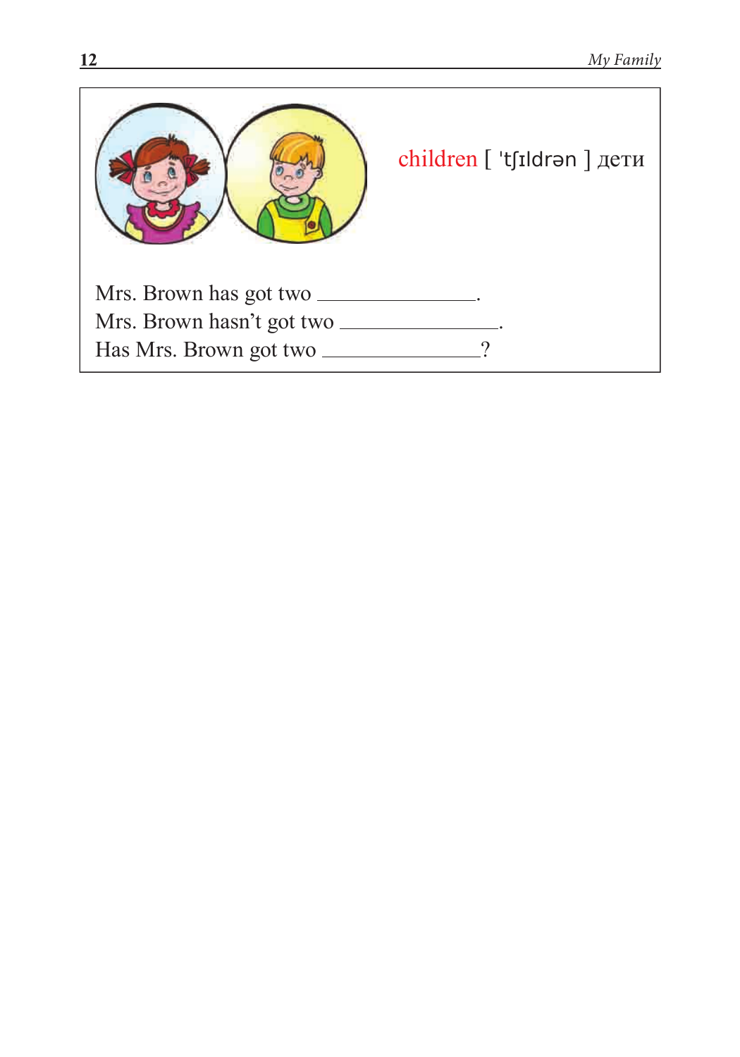children [ ˈtʃɪldrən ] дети

Mrs. Brown has got two \_\_\_\_\_\_\_\_\_\_\_\_\_\_\_\_.
Mrs. Brown hasn't got two \_\_\_\_\_\_\_\_\_\_\_\_\_\_\_\_.
Has Mrs. Brown got two \_\_\_\_\_\_\_\_\_\_\_\_\_\_\_\_?